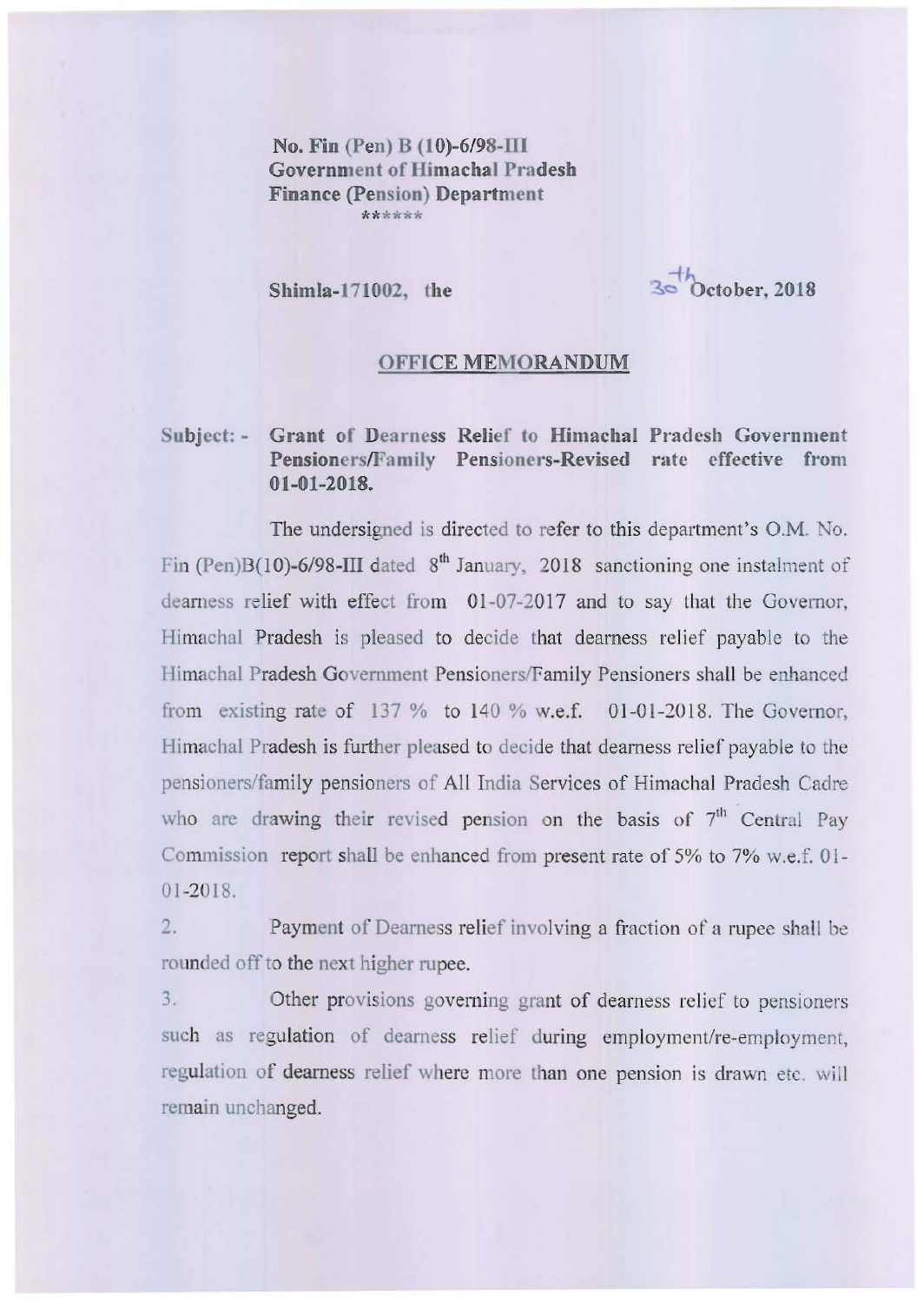**No. Fin (Pen) B (10)-6/98-III**
**Government of Himachal Pradesh**
**Finance (Pension) Department**
\*\*\*\*\*\*

**Shimla-171002, the** 30th **October, 2018**

## OFFICE MEMORANDUM

**Subject: - Grant of Dearness Relief to Himachal Pradesh Government Pensioners/Family Pensioners-Revised rate effective from 01-01-2018.**

The undersigned is directed to refer to this department's O.M. No. Fin (Pen)B(10)-6/98-III dated 8th January, 2018 sanctioning one instalment of dearness relief with effect from 01-07-2017 and to say that the Governor, Himachal Pradesh is pleased to decide that dearness relief payable to the Himachal Pradesh Government Pensioners/Family Pensioners shall be enhanced from existing rate of 137 % to 140 % w.e.f. 01-01-2018. The Governor, Himachal Pradesh is further pleased to decide that dearness relief payable to the pensioners/family pensioners of All India Services of Himachal Pradesh Cadre who are drawing their revised pension on the basis of 7th Central Pay Commission report shall be enhanced from present rate of 5% to 7% w.e.f. 01-01-2018.

2. Payment of Dearness relief involving a fraction of a rupee shall be rounded off to the next higher rupee.

3. Other provisions governing grant of dearness relief to pensioners such as regulation of dearness relief during employment/re-employment, regulation of dearness relief where more than one pension is drawn etc. will remain unchanged.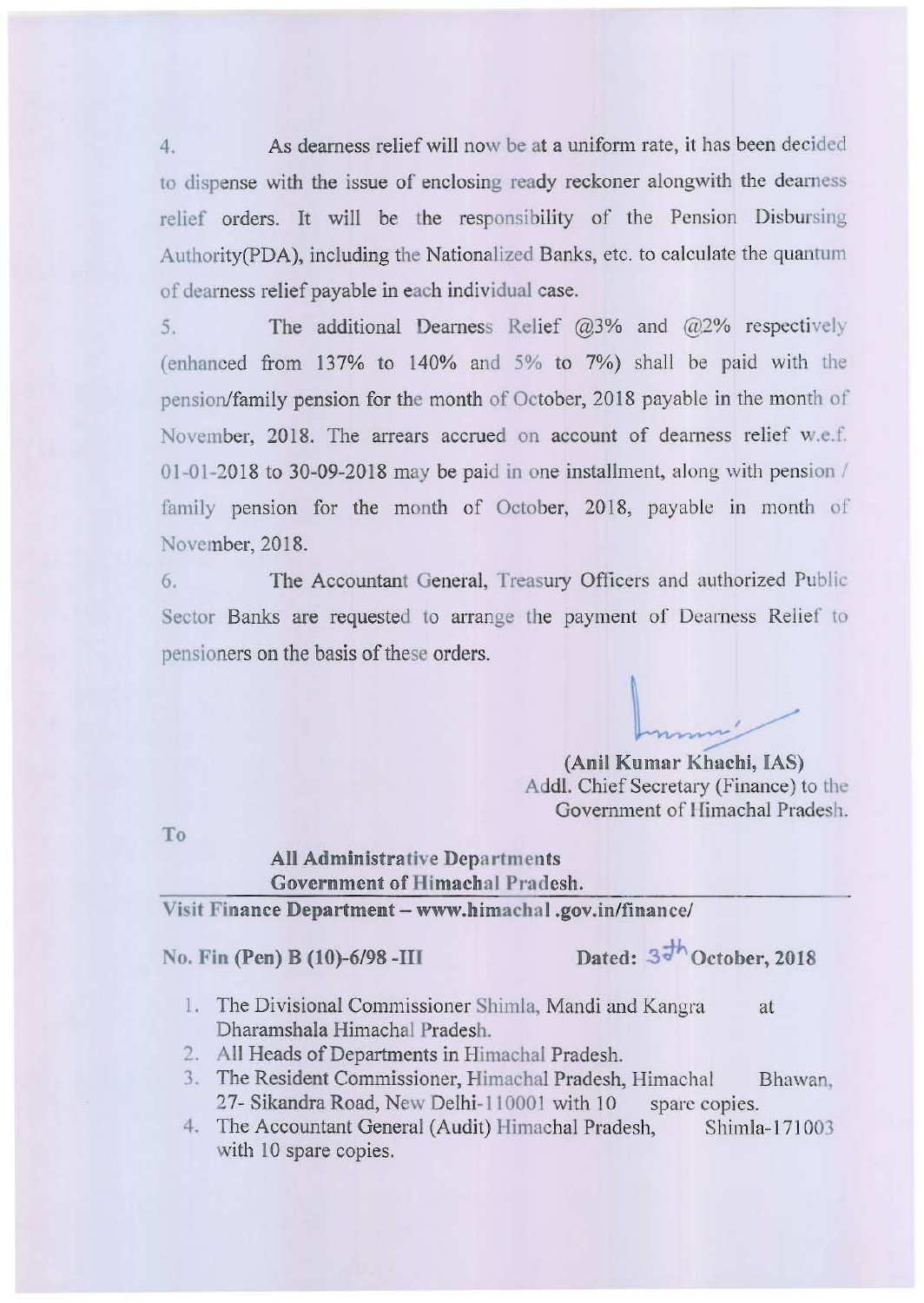4. As dearness relief will now be at a uniform rate, it has been decided to dispense with the issue of enclosing ready reckoner alongwith the dearness relief orders. It will be the responsibility of the Pension Disbursing Authority(PDA), including the Nationalized Banks, etc. to calculate the quantum of dearness relief payable in each individual case.

5. The additional Dearness Relief @3% and @2% respectively (enhanced from 137% to 140% and 5% to 7%) shall be paid with the pension/family pension for the month of October, 2018 payable in the month of November, 2018. The arrears accrued on account of dearness relief w.e.f. 01-01-2018 to 30-09-2018 may be paid in one installment, along with pension / family pension for the month of October, 2018, payable in month of November, 2018.

6. The Accountant General, Treasury Officers and authorized Public Sector Banks are requested to arrange the payment of Dearness Relief to pensioners on the basis of these orders.

**(Anil Kumar Khachi, IAS)**
Addl. Chief Secretary (Finance) to the Government of Himachal Pradesh.

To

**All Administrative Departments**
**Government of Himachal Pradesh.**

**Visit Finance Department – www.himachal.gov.in/finance/**

**No. Fin (Pen) B (10)-6/98 -III** **Dated: 30th October, 2018**

1. The Divisional Commissioner Shimla, Mandi and Kangra at Dharamshala Himachal Pradesh.
2. All Heads of Departments in Himachal Pradesh.
3. The Resident Commissioner, Himachal Pradesh, Himachal Bhawan, 27- Sikandra Road, New Delhi-110001 with 10 spare copies.
4. The Accountant General (Audit) Himachal Pradesh, Shimla-171003 with 10 spare copies.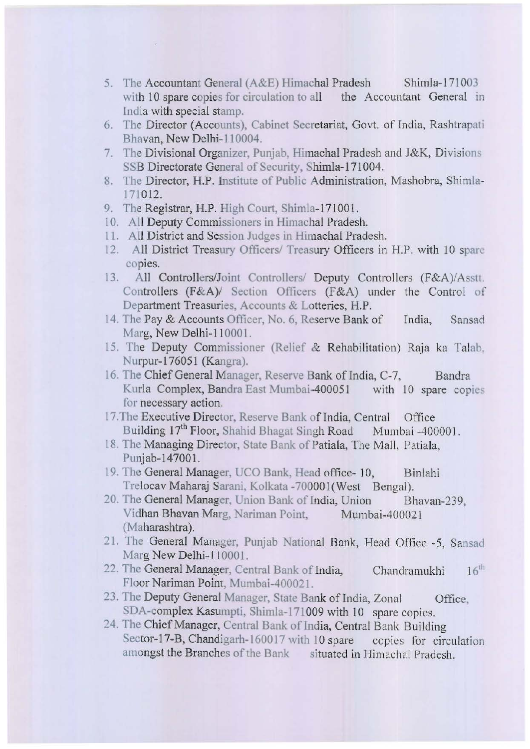5. The Accountant General (A&E) Himachal Pradesh Shimla-171003 with 10 spare copies for circulation to all the Accountant General in India with special stamp.
6. The Director (Accounts), Cabinet Secretariat, Govt. of India, Rashtrapati Bhavan, New Delhi-110004.
7. The Divisional Organizer, Punjab, Himachal Pradesh and J&K, Divisions SSB Directorate General of Security, Shimla-171004.
8. The Director, H.P. Institute of Public Administration, Mashobra, Shimla-171012.
9. The Registrar, H.P. High Court, Shimla-171001.
10. All Deputy Commissioners in Himachal Pradesh.
11. All District and Session Judges in Himachal Pradesh.
12. All District Treasury Officers/ Treasury Officers in H.P. with 10 spare copies.
13. All Controllers/Joint Controllers/ Deputy Controllers (F&A)/Asstt. Controllers (F&A)/ Section Officers (F&A) under the Control of Department Treasuries, Accounts & Lotteries, H.P.
14. The Pay & Accounts Officer, No. 6, Reserve Bank of India, Sansad Marg, New Delhi-110001.
15. The Deputy Commissioner (Relief & Rehabilitation) Raja ka Talab, Nurpur-176051 (Kangra).
16. The Chief General Manager, Reserve Bank of India, C-7, Bandra Kurla Complex, Bandra East Mumbai-400051 with 10 spare copies for necessary action.
17. The Executive Director, Reserve Bank of India, Central Office Building 17th Floor, Shahid Bhagat Singh Road Mumbai -400001.
18. The Managing Director, State Bank of Patiala, The Mall, Patiala, Punjab-147001.
19. The General Manager, UCO Bank, Head office- 10, Binlahi Trelocav Maharaj Sarani, Kolkata -700001(West Bengal).
20. The General Manager, Union Bank of India, Union Bhavan-239, Vidhan Bhavan Marg, Nariman Point, Mumbai-400021 (Maharashtra).
21. The General Manager, Punjab National Bank, Head Office -5, Sansad Marg New Delhi-110001.
22. The General Manager, Central Bank of India, Chandramukhi 16th Floor Nariman Point, Mumbai-400021.
23. The Deputy General Manager, State Bank of India, Zonal Office, SDA-complex Kasumpti, Shimla-171009 with 10 spare copies.
24. The Chief Manager, Central Bank of India, Central Bank Building Sector-17-B, Chandigarh-160017 with 10 spare copies for circulation amongst the Branches of the Bank situated in Himachal Pradesh.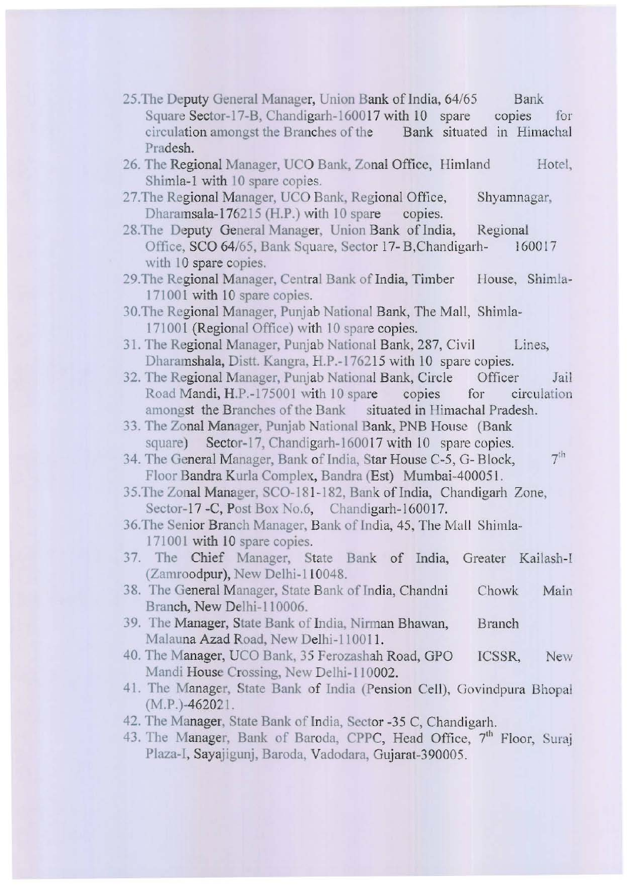25. The Deputy General Manager, Union Bank of India, 64/65 Bank Square Sector-17-B, Chandigarh-160017 with 10 spare copies for circulation amongst the Branches of the Bank situated in Himachal Pradesh.
26. The Regional Manager, UCO Bank, Zonal Office, Himland Hotel, Shimla-1 with 10 spare copies.
27. The Regional Manager, UCO Bank, Regional Office, Shyamnagar, Dharamsala-176215 (H.P.) with 10 spare copies.
28. The Deputy General Manager, Union Bank of India, Regional Office, SCO 64/65, Bank Square, Sector 17- B, Chandigarh- 160017 with 10 spare copies.
29. The Regional Manager, Central Bank of India, Timber House, Shimla-171001 with 10 spare copies.
30. The Regional Manager, Punjab National Bank, The Mall, Shimla-171001 (Regional Office) with 10 spare copies.
31. The Regional Manager, Punjab National Bank, 287, Civil Lines, Dharamshala, Distt. Kangra, H.P.-176215 with 10 spare copies.
32. The Regional Manager, Punjab National Bank, Circle Officer Jail Road Mandi, H.P.-175001 with 10 spare copies for circulation amongst the Branches of the Bank situated in Himachal Pradesh.
33. The Zonal Manager, Punjab National Bank, PNB House (Bank square) Sector-17, Chandigarh-160017 with 10 spare copies.
34. The General Manager, Bank of India, Star House C-5, G- Block, 7th Floor Bandra Kurla Complex, Bandra (Est) Mumbai-400051.
35. The Zonal Manager, SCO-181-182, Bank of India, Chandigarh Zone, Sector-17 -C, Post Box No.6, Chandigarh-160017.
36. The Senior Branch Manager, Bank of India, 45, The Mall Shimla-171001 with 10 spare copies.
37. The Chief Manager, State Bank of India, Greater Kailash-I (Zamroodpur), New Delhi-110048.
38. The General Manager, State Bank of India, Chandni Chowk Main Branch, New Delhi-110006.
39. The Manager, State Bank of India, Nirman Bhawan, Branch Malauna Azad Road, New Delhi-110011.
40. The Manager, UCO Bank, 35 Ferozashah Road, GPO ICSSR, New Mandi House Crossing, New Delhi-110002.
41. The Manager, State Bank of India (Pension Cell), Govindpura Bhopal (M.P.)-462021.
42. The Manager, State Bank of India, Sector -35 C, Chandigarh.
43. The Manager, Bank of Baroda, CPPC, Head Office, 7th Floor, Suraj Plaza-I, Sayajigunj, Baroda, Vadodara, Gujarat-390005.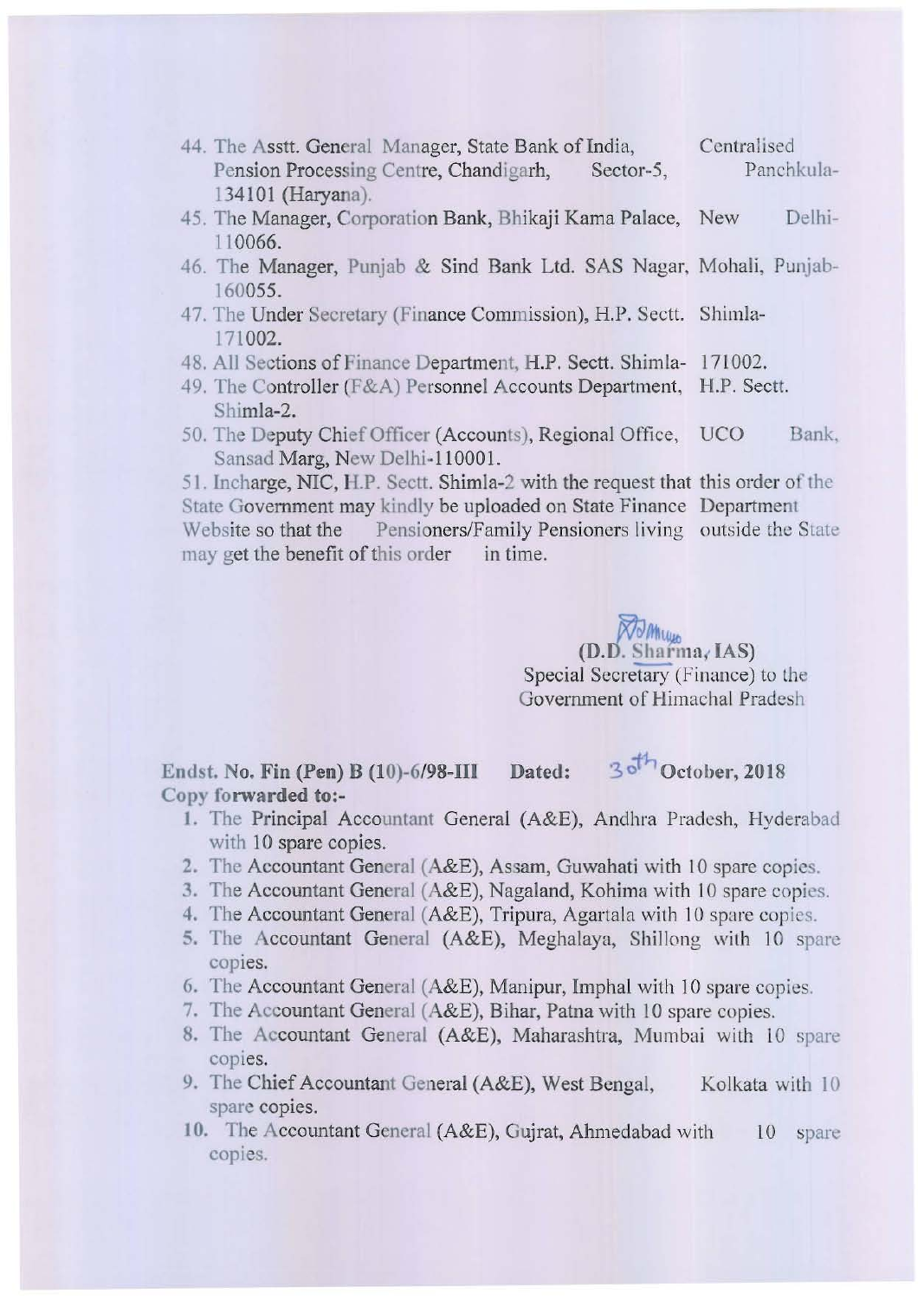44. The Asstt. General Manager, State Bank of India, Centralised Pension Processing Centre, Chandigarh, Sector-5, Panchkula-134101 (Haryana).
45. The Manager, Corporation Bank, Bhikaji Kama Palace, New Delhi-110066.
46. The Manager, Punjab & Sind Bank Ltd. SAS Nagar, Mohali, Punjab-160055.
47. The Under Secretary (Finance Commission), H.P. Sectt. Shimla-171002.
48. All Sections of Finance Department, H.P. Sectt. Shimla- 171002.
49. The Controller (F&A) Personnel Accounts Department, H.P. Sectt. Shimla-2.
50. The Deputy Chief Officer (Accounts), Regional Office, UCO Bank, Sansad Marg, New Delhi-110001.
51. Incharge, NIC, H.P. Sectt. Shimla-2 with the request that this order of the State Government may kindly be uploaded on State Finance Department Website so that the Pensioners/Family Pensioners living outside the State may get the benefit of this order in time.

(D.D. Sharma, IAS)
Special Secretary (Finance) to the
Government of Himachal Pradesh

**Endst. No. Fin (Pen) B (10)-6/98-III Dated: 30th October, 2018**
**Copy forwarded to:-**

1. The Principal Accountant General (A&E), Andhra Pradesh, Hyderabad with 10 spare copies.
2. The Accountant General (A&E), Assam, Guwahati with 10 spare copies.
3. The Accountant General (A&E), Nagaland, Kohima with 10 spare copies.
4. The Accountant General (A&E), Tripura, Agartala with 10 spare copies.
5. The Accountant General (A&E), Meghalaya, Shillong with 10 spare copies.
6. The Accountant General (A&E), Manipur, Imphal with 10 spare copies.
7. The Accountant General (A&E), Bihar, Patna with 10 spare copies.
8. The Accountant General (A&E), Maharashtra, Mumbai with 10 spare copies.
9. The Chief Accountant General (A&E), West Bengal, Kolkata with 10 spare copies.
10. The Accountant General (A&E), Gujrat, Ahmedabad with 10 spare copies.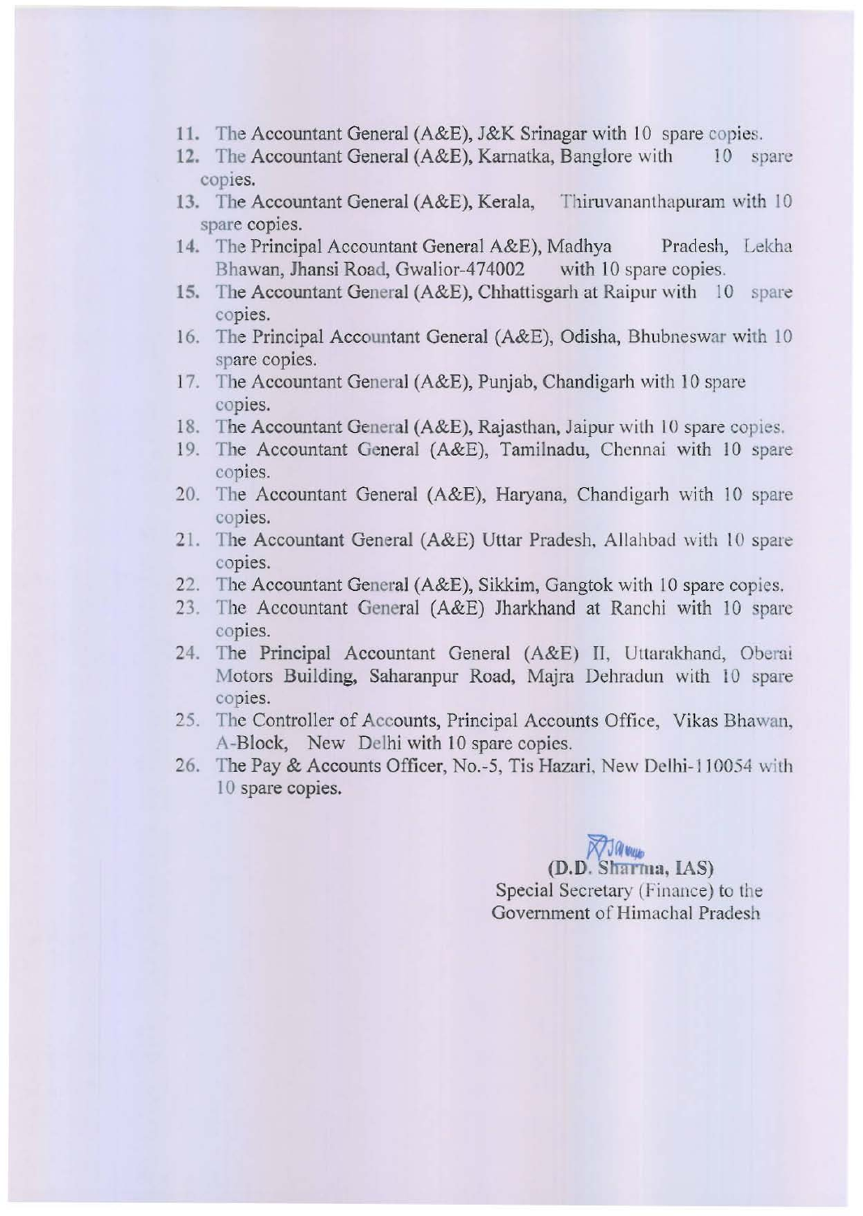11. The Accountant General (A&E), J&K Srinagar with 10 spare copies.
12. The Accountant General (A&E), Karnatka, Banglore with 10 spare copies.
13. The Accountant General (A&E), Kerala, Thiruvananthapuram with 10 spare copies.
14. The Principal Accountant General A&E), Madhya Pradesh, Lekha Bhawan, Jhansi Road, Gwalior-474002 with 10 spare copies.
15. The Accountant General (A&E), Chhattisgarh at Raipur with 10 spare copies.
16. The Principal Accountant General (A&E), Odisha, Bhubneswar with 10 spare copies.
17. The Accountant General (A&E), Punjab, Chandigarh with 10 spare copies.
18. The Accountant General (A&E), Rajasthan, Jaipur with 10 spare copies.
19. The Accountant General (A&E), Tamilnadu, Chennai with 10 spare copies.
20. The Accountant General (A&E), Haryana, Chandigarh with 10 spare copies.
21. The Accountant General (A&E) Uttar Pradesh, Allahbad with 10 spare copies.
22. The Accountant General (A&E), Sikkim, Gangtok with 10 spare copies.
23. The Accountant General (A&E) Jharkhand at Ranchi with 10 spare copies.
24. The Principal Accountant General (A&E) II, Uttarakhand, Oberai Motors Building, Saharanpur Road, Majra Dehradun with 10 spare copies.
25. The Controller of Accounts, Principal Accounts Office, Vikas Bhawan, A-Block, New Delhi with 10 spare copies.
26. The Pay & Accounts Officer, No.-5, Tis Hazari, New Delhi-110054 with 10 spare copies.

**(D.D. Sharma, IAS)**
Special Secretary (Finance) to the
Government of Himachal Pradesh